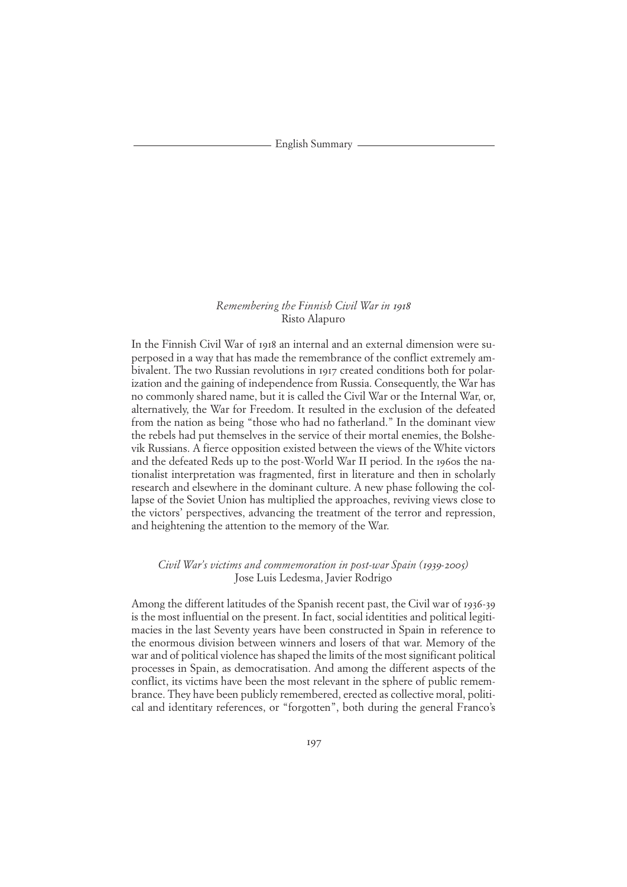# English Summary

## *Remembering the Finnish Civil War in 1918*

Risto Alapuro

In the Finnish Civil War of 1918 an internal and an external dimension were superposed in a way that has made the remembrance of the conflict extremely ambivalent. The two Russian revolutions in 1917 created conditions both for polarization and the gaining of independence from Russia. Consequently, the War has no commonly shared name, but it is called the Civil War or the Internal War, or, alternatively, the War for Freedom. It resulted in the exclusion of the defeated from the nation as being "those who had no fatherland." In the dominant view the rebels had put themselves in the service of their mortal enemies, the Bolshevik Russians. A fierce opposition existed between the views of the White victors and the defeated Reds up to the post-World War II period. In the 1960s the nationalist interpretation was fragmented, first in literature and then in scholarly research and elsewhere in the dominant culture. A new phase following the collapse of the Soviet Union has multiplied the approaches, reviving views close to the victors' perspectives, advancing the treatment of the terror and repression, and heightening the attention to the memory of the War.

## *Civil War's victims and commemoration in post-war Spain (1939-2005)*

Jose Luis Ledesma, Javier Rodrigo

Among the different latitudes of the Spanish recent past, the Civil war of 1936-39 is the most influential on the present. In fact, social identities and political legitimacies in the last Seventy years have been constructed in Spain in reference to the enormous division between winners and losers of that war. Memory of the war and of political violence has shaped the limits of the most significant political processes in Spain, as democratisation. And among the different aspects of the conflict, its victims have been the most relevant in the sphere of public remembrance. They have been publicly remembered, erected as collective moral, political and identitary references, or "forgotten", both during the general Franco's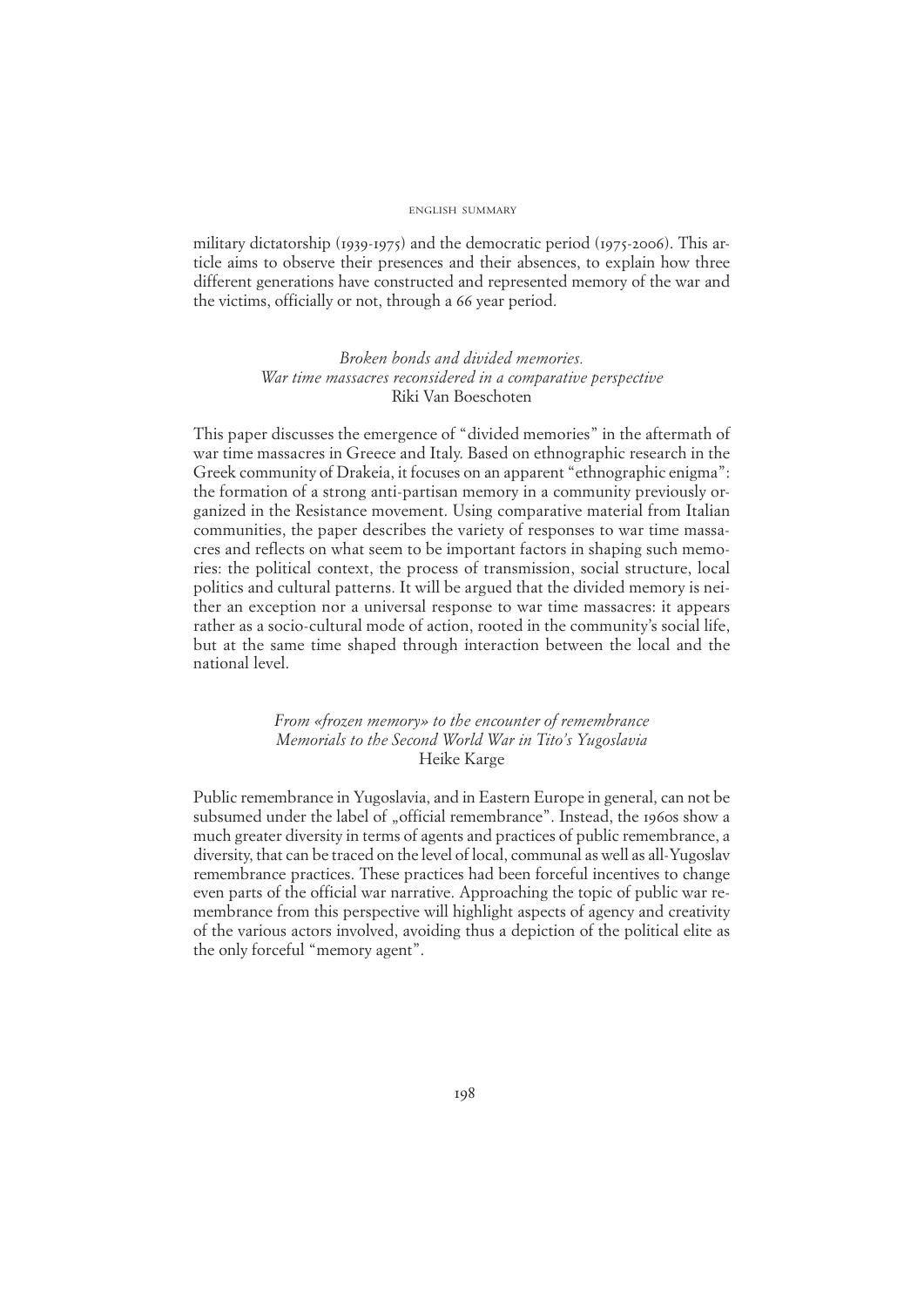military dictatorship (1939-1975) and the democratic period (1975-2006). This article aims to observe their presences and their absences, to explain how three different generations have constructed and represented memory of the war and the victims, officially or not, through a 66 year period.

### *Broken bonds and divided memories. War time massacres reconsidered in a comparative perspective*
Riki Van Boeschoten

This paper discusses the emergence of "divided memories" in the aftermath of war time massacres in Greece and Italy. Based on ethnographic research in the Greek community of Drakeia, it focuses on an apparent "ethnographic enigma": the formation of a strong anti-partisan memory in a community previously organized in the Resistance movement. Using comparative material from Italian communities, the paper describes the variety of responses to war time massacres and reflects on what seem to be important factors in shaping such memories: the political context, the process of transmission, social structure, local politics and cultural patterns. It will be argued that the divided memory is neither an exception nor a universal response to war time massacres: it appears rather as a socio-cultural mode of action, rooted in the community's social life, but at the same time shaped through interaction between the local and the national level.

### *From «frozen memory» to the encounter of remembrance Memorials to the Second World War in Tito's Yugoslavia*
Heike Karge

Public remembrance in Yugoslavia, and in Eastern Europe in general, can not be subsumed under the label of „official remembrance". Instead, the 1960s show a much greater diversity in terms of agents and practices of public remembrance, a diversity, that can be traced on the level of local, communal as well as all-Yugoslav remembrance practices. These practices had been forceful incentives to change even parts of the official war narrative. Approaching the topic of public war remembrance from this perspective will highlight aspects of agency and creativity of the various actors involved, avoiding thus a depiction of the political elite as the only forceful "memory agent".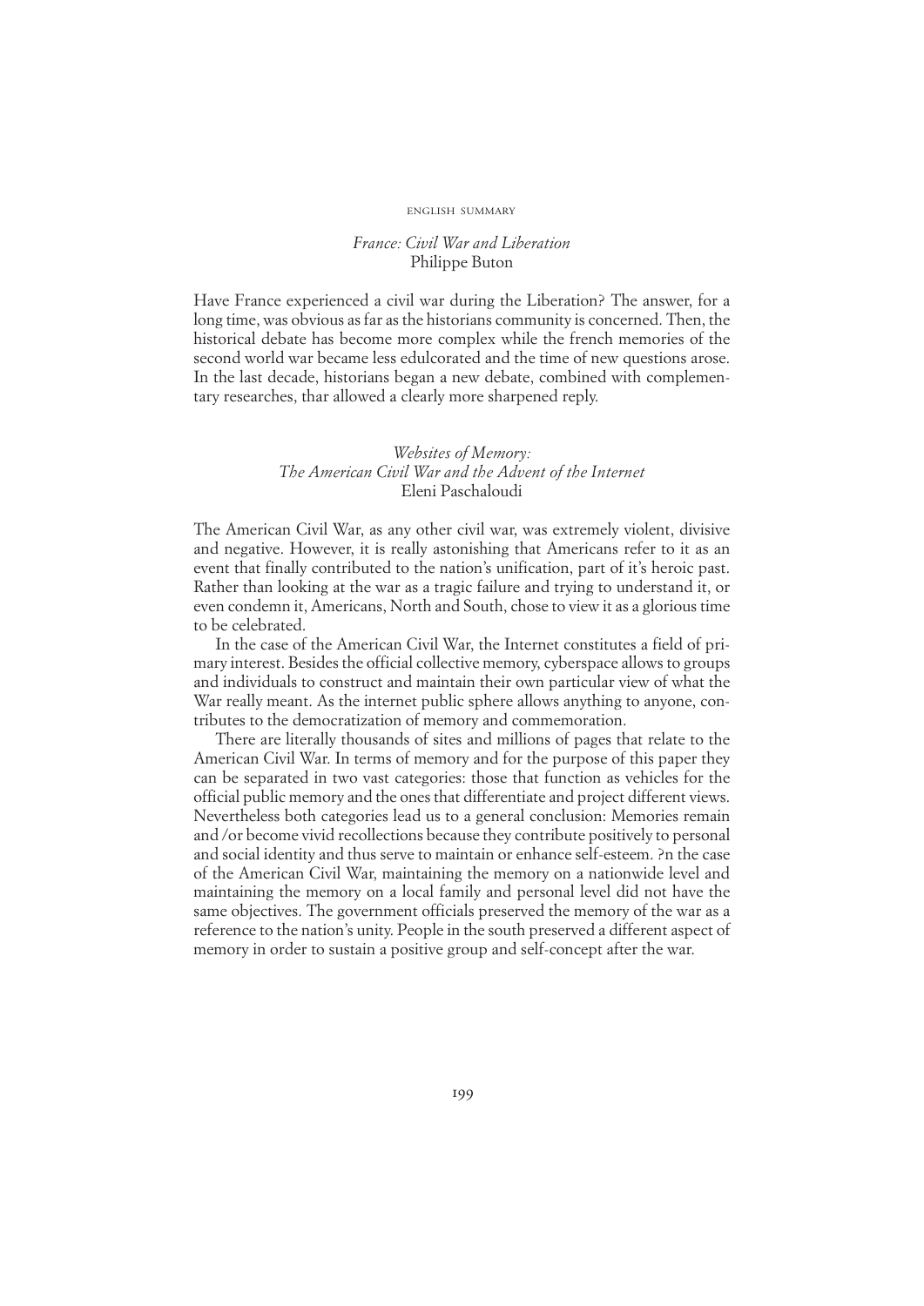ENGLISH SUMMARY

## *France: Civil War and Liberation*
Philippe Buton

Have France experienced a civil war during the Liberation? The answer, for a long time, was obvious as far as the historians community is concerned. Then, the historical debate has become more complex while the french memories of the second world war became less edulcorated and the time of new questions arose. In the last decade, historians began a new debate, combined with complementary researches, thar allowed a clearly more sharpened reply.

## *Websites of Memory: The American Civil War and the Advent of the Internet*
Eleni Paschaloudi

The American Civil War, as any other civil war, was extremely violent, divisive and negative. However, it is really astonishing that Americans refer to it as an event that finally contributed to the nation's unification, part of it's heroic past. Rather than looking at the war as a tragic failure and trying to understand it, or even condemn it, Americans, North and South, chose to view it as a glorious time to be celebrated.

In the case of the American Civil War, the Internet constitutes a field of primary interest. Besides the official collective memory, cyberspace allows to groups and individuals to construct and maintain their own particular view of what the War really meant. As the internet public sphere allows anything to anyone, contributes to the democratization of memory and commemoration.

There are literally thousands of sites and millions of pages that relate to the American Civil War. In terms of memory and for the purpose of this paper they can be separated in two vast categories: those that function as vehicles for the official public memory and the ones that differentiate and project different views. Nevertheless both categories lead us to a general conclusion: Memories remain and /or become vivid recollections because they contribute positively to personal and social identity and thus serve to maintain or enhance self-esteem. ?n the case of the American Civil War, maintaining the memory on a nationwide level and maintaining the memory on a local family and personal level did not have the same objectives. The government officials preserved the memory of the war as a reference to the nation's unity. People in the south preserved a different aspect of memory in order to sustain a positive group and self-concept after the war.